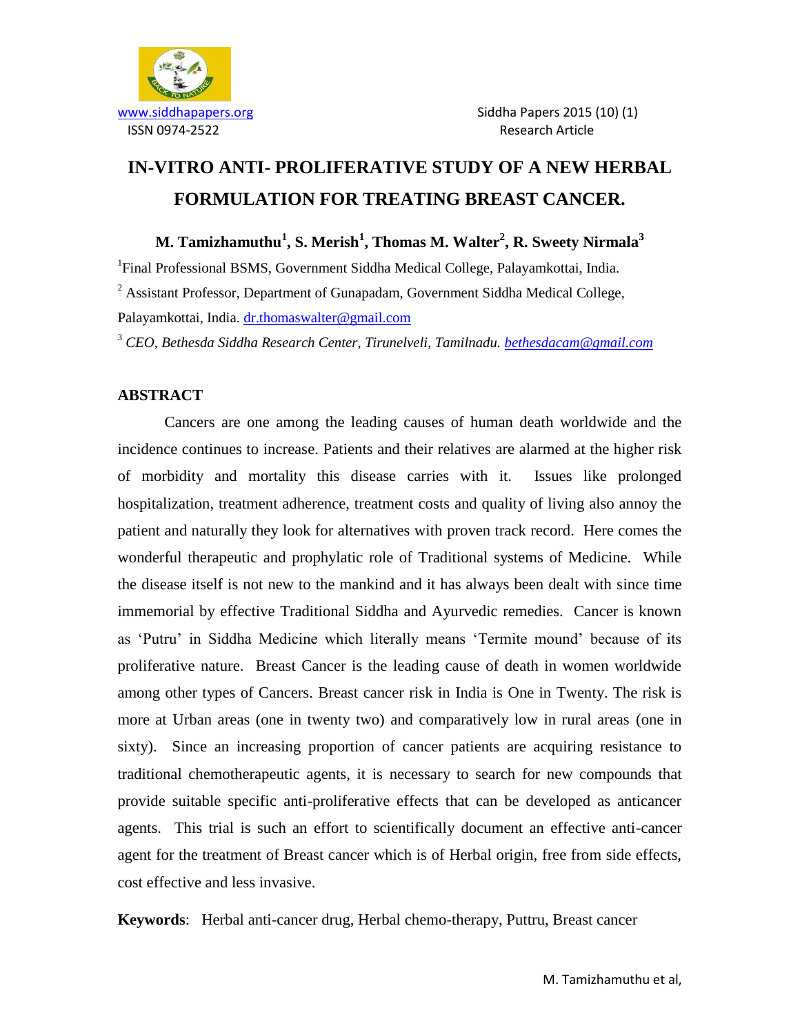www.siddhapapers.org

ISSN 0974-2522

Siddha Papers 2015 (10) (1)

Research Article

# IN-VITRO ANTI- PROLIFERATIVE STUDY OF A NEW HERBAL FORMULATION FOR TREATING BREAST CANCER.

**M. Tamizhamuthu[1], S. Merish[1], Thomas M. Walter[2], R. Sweety Nirmala[3]**

[1]Final Professional BSMS, Government Siddha Medical College, Palayamkottai, India.

[2] Assistant Professor, Department of Gunapadam, Government Siddha Medical College, Palayamkottai, India. dr.thomaswalter@gmail.com

[3] *CEO, Bethesda Siddha Research Center, Tirunelveli, Tamilnadu. bethesdacam@gmail.com*

## ABSTRACT

Cancers are one among the leading causes of human death worldwide and the incidence continues to increase. Patients and their relatives are alarmed at the higher risk of morbidity and mortality this disease carries with it. Issues like prolonged hospitalization, treatment adherence, treatment costs and quality of living also annoy the patient and naturally they look for alternatives with proven track record. Here comes the wonderful therapeutic and prophylatic role of Traditional systems of Medicine. While the disease itself is not new to the mankind and it has always been dealt with since time immemorial by effective Traditional Siddha and Ayurvedic remedies. Cancer is known as 'Putru' in Siddha Medicine which literally means 'Termite mound' because of its proliferative nature. Breast Cancer is the leading cause of death in women worldwide among other types of Cancers. Breast cancer risk in India is One in Twenty. The risk is more at Urban areas (one in twenty two) and comparatively low in rural areas (one in sixty). Since an increasing proportion of cancer patients are acquiring resistance to traditional chemotherapeutic agents, it is necessary to search for new compounds that provide suitable specific anti-proliferative effects that can be developed as anticancer agents. This trial is such an effort to scientifically document an effective anti-cancer agent for the treatment of Breast cancer which is of Herbal origin, free from side effects, cost effective and less invasive.

**Keywords**: Herbal anti-cancer drug, Herbal chemo-therapy, Puttru, Breast cancer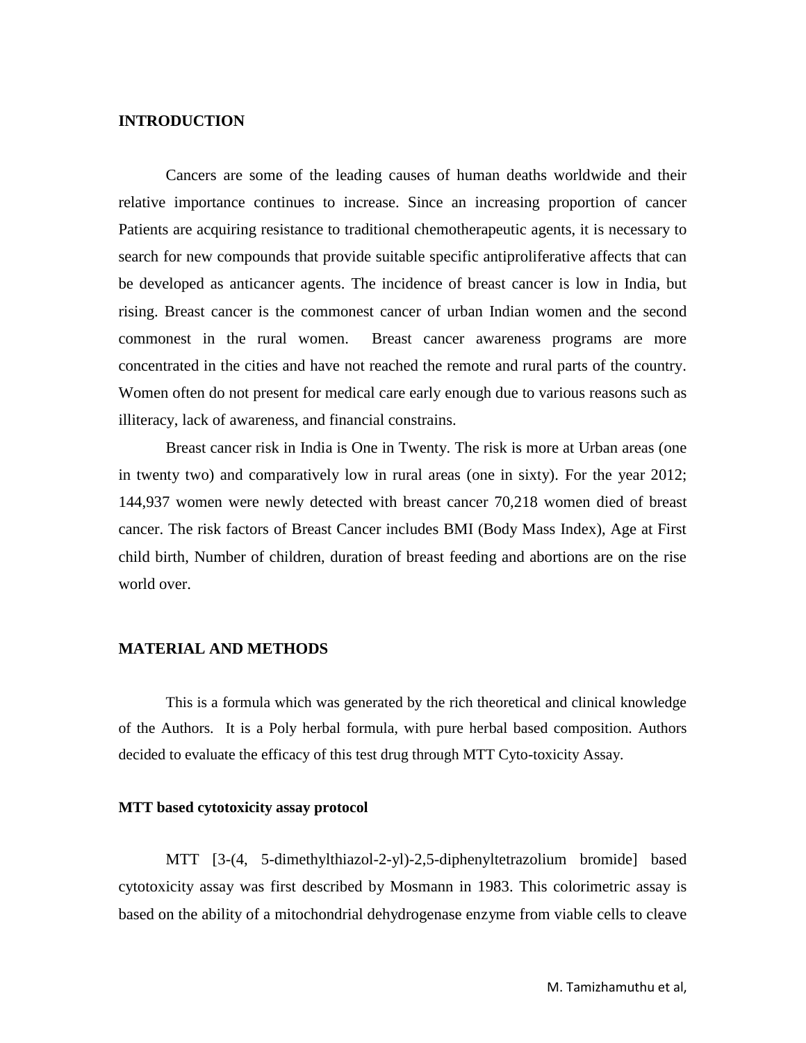## INTRODUCTION

Cancers are some of the leading causes of human deaths worldwide and their relative importance continues to increase. Since an increasing proportion of cancer Patients are acquiring resistance to traditional chemotherapeutic agents, it is necessary to search for new compounds that provide suitable specific antiproliferative affects that can be developed as anticancer agents. The incidence of breast cancer is low in India, but rising. Breast cancer is the commonest cancer of urban Indian women and the second commonest in the rural women. Breast cancer awareness programs are more concentrated in the cities and have not reached the remote and rural parts of the country. Women often do not present for medical care early enough due to various reasons such as illiteracy, lack of awareness, and financial constrains.

Breast cancer risk in India is One in Twenty. The risk is more at Urban areas (one in twenty two) and comparatively low in rural areas (one in sixty). For the year 2012; 144,937 women were newly detected with breast cancer 70,218 women died of breast cancer. The risk factors of Breast Cancer includes BMI (Body Mass Index), Age at First child birth, Number of children, duration of breast feeding and abortions are on the rise world over.

## MATERIAL AND METHODS

This is a formula which was generated by the rich theoretical and clinical knowledge of the Authors. It is a Poly herbal formula, with pure herbal based composition. Authors decided to evaluate the efficacy of this test drug through MTT Cyto-toxicity Assay.

### MTT based cytotoxicity assay protocol

MTT [3-(4, 5-dimethylthiazol-2-yl)-2,5-diphenyltetrazolium bromide] based cytotoxicity assay was first described by Mosmann in 1983. This colorimetric assay is based on the ability of a mitochondrial dehydrogenase enzyme from viable cells to cleave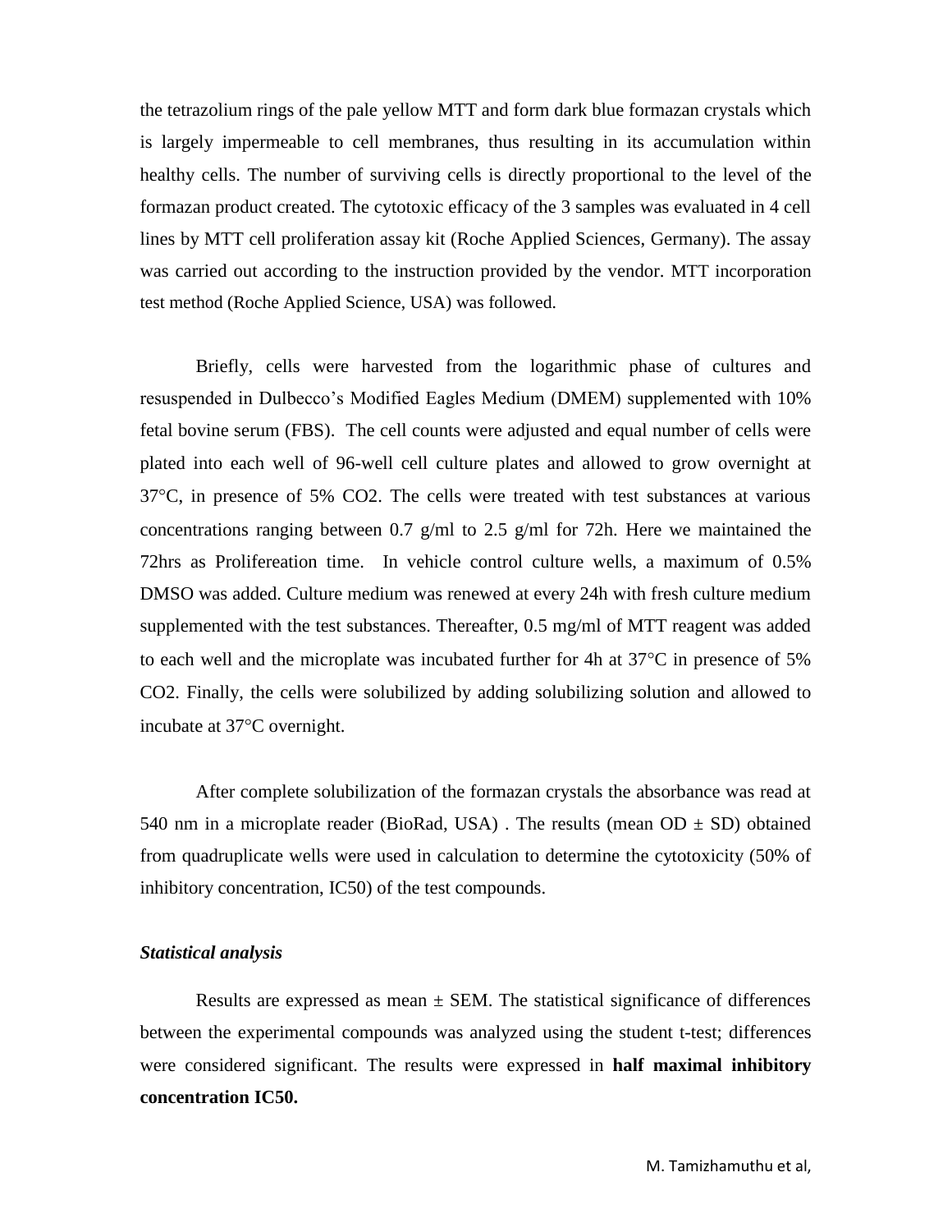the tetrazolium rings of the pale yellow MTT and form dark blue formazan crystals which is largely impermeable to cell membranes, thus resulting in its accumulation within healthy cells. The number of surviving cells is directly proportional to the level of the formazan product created. The cytotoxic efficacy of the 3 samples was evaluated in 4 cell lines by MTT cell proliferation assay kit (Roche Applied Sciences, Germany). The assay was carried out according to the instruction provided by the vendor. MTT incorporation test method (Roche Applied Science, USA) was followed.

Briefly, cells were harvested from the logarithmic phase of cultures and resuspended in Dulbecco's Modified Eagles Medium (DMEM) supplemented with 10% fetal bovine serum (FBS). The cell counts were adjusted and equal number of cells were plated into each well of 96-well cell culture plates and allowed to grow overnight at 37°C, in presence of 5% $CO_2$. The cells were treated with test substances at various concentrations ranging between 0.7 g/ml to 2.5 g/ml for 72h. Here we maintained the 72hrs as Prolifereation time. In vehicle control culture wells, a maximum of 0.5% DMSO was added. Culture medium was renewed at every 24h with fresh culture medium supplemented with the test substances. Thereafter, 0.5 mg/ml of MTT reagent was added to each well and the microplate was incubated further for 4h at 37°C in presence of 5% $CO_2$. Finally, the cells were solubilized by adding solubilizing solution and allowed to incubate at 37°C overnight.

After complete solubilization of the formazan crystals the absorbance was read at 540 nm in a microplate reader (BioRad, USA) . The results (mean OD ± SD) obtained from quadruplicate wells were used in calculation to determine the cytotoxicity (50% of inhibitory concentration, $IC_{50}$) of the test compounds.

### *Statistical analysis*

Results are expressed as mean ± SEM. The statistical significance of differences between the experimental compounds was analyzed using the student t-test; differences were considered significant. The results were expressed in **half maximal inhibitory concentration $IC_{50}$.**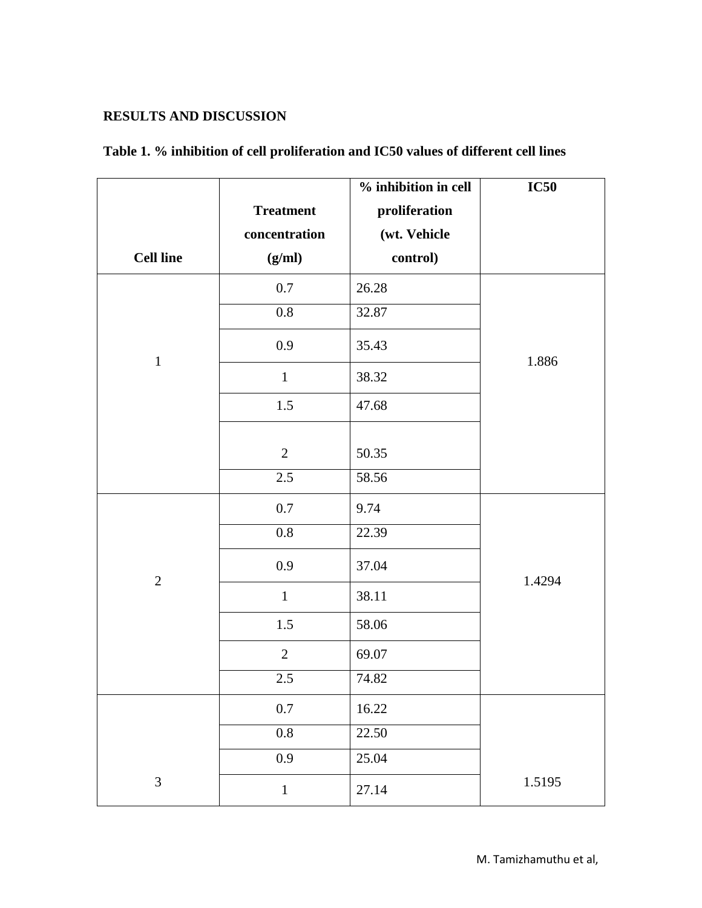## RESULTS AND DISCUSSION

**Table 1. % inhibition of cell proliferation and IC50 values of different cell lines**

| Cell line | Treatment concentration (g/ml) | % inhibition in cell proliferation (wt. Vehicle control) | IC50 |
|---|---|---|---|
| 1 | 0.7 | 26.28 | 1.886 |
| | 0.8 | 32.87 | |
| | 0.9 | 35.43 | |
| | 1 | 38.32 | |
| | 1.5 | 47.68 | |
| | 2 | 50.35 | |
| | 2.5 | 58.56 | |
| 2 | 0.7 | 9.74 | 1.4294 |
| | 0.8 | 22.39 | |
| | 0.9 | 37.04 | |
| | 1 | 38.11 | |
| | 1.5 | 58.06 | |
| | 2 | 69.07 | |
| | 2.5 | 74.82 | |
| 3 | 0.7 | 16.22 | 1.5195 |
| | 0.8 | 22.50 | |
| | 0.9 | 25.04 | |
| | 1 | 27.14 | |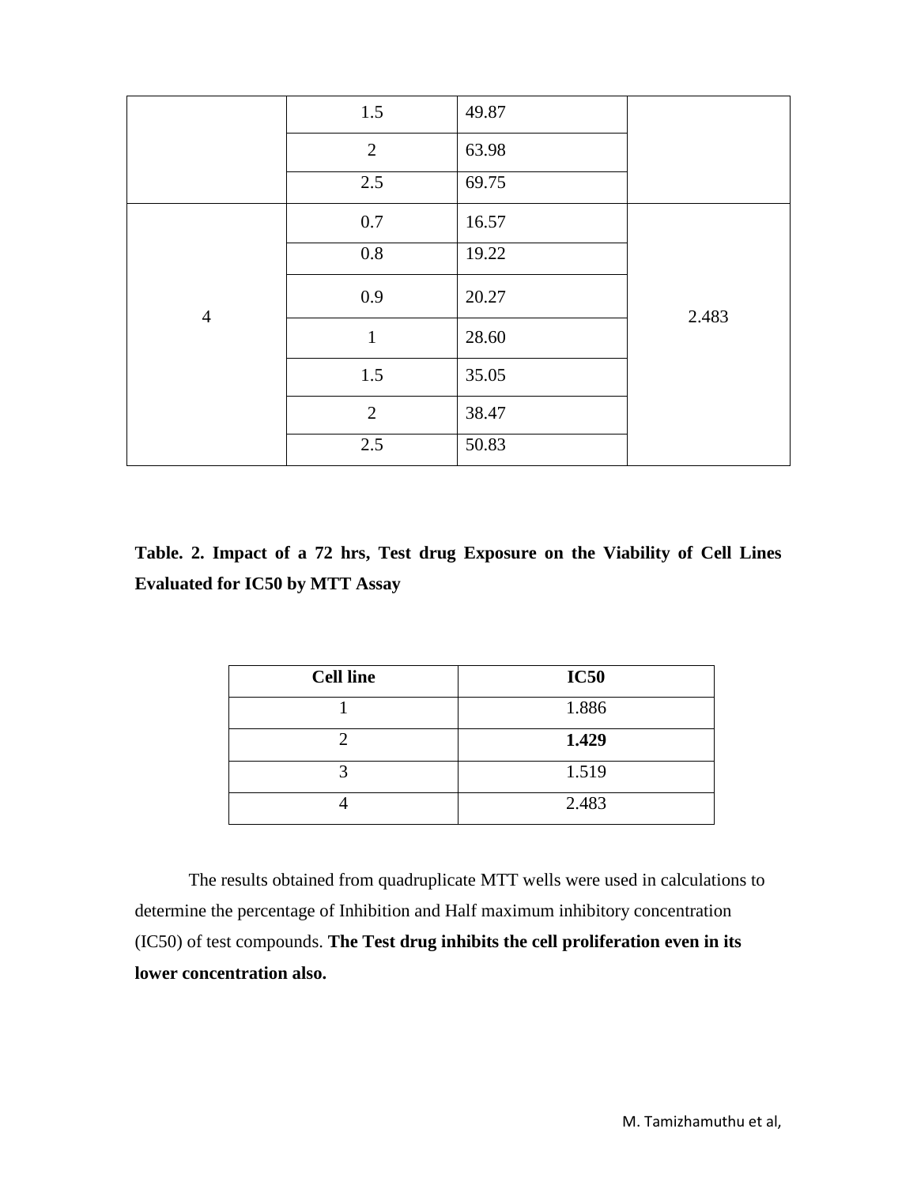| | | | |
|---|---|---|---|
| | 1.5 | 49.87 | |
| | 2 | 63.98 | |
| | 2.5 | 69.75 | |
| 4 | 0.7 | 16.57 | 2.483 |
| | 0.8 | 19.22 | |
| | 0.9 | 20.27 | |
| | 1 | 28.60 | |
| | 1.5 | 35.05 | |
| | 2 | 38.47 | |
| | 2.5 | 50.83 | |

**Table. 2. Impact of a 72 hrs, Test drug Exposure on the Viability of Cell Lines Evaluated for IC50 by MTT Assay**

| **Cell line** | **IC50** |
|---|---|
| 1 | 1.886 |
| 2 | **1.429** |
| 3 | 1.519 |
| 4 | 2.483 |

The results obtained from quadruplicate MTT wells were used in calculations to determine the percentage of Inhibition and Half maximum inhibitory concentration (IC50) of test compounds. **The Test drug inhibits the cell proliferation even in its lower concentration also.**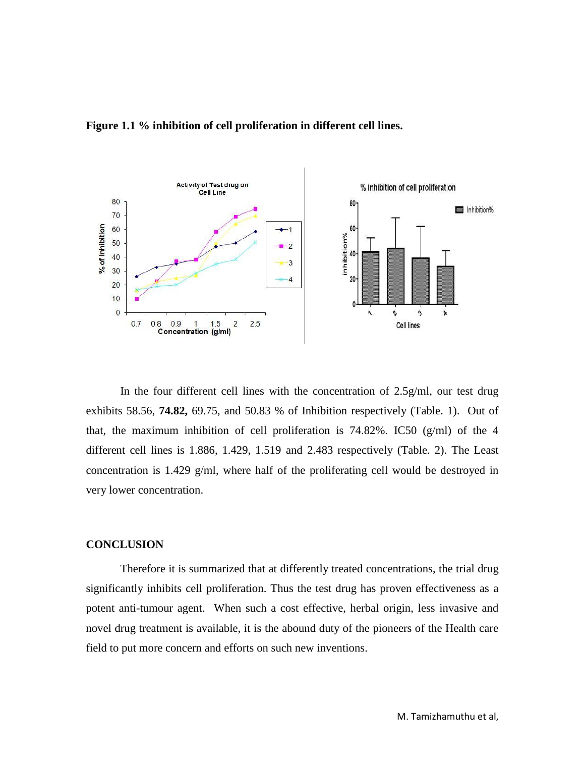**Figure 1.1 % inhibition of cell proliferation in different cell lines.**

In the four different cell lines with the concentration of 2.5g/ml, our test drug exhibits 58.56, **74.82,** 69.75, and 50.83 % of Inhibition respectively (Table. 1). Out of that, the maximum inhibition of cell proliferation is 74.82%. IC50 (g/ml) of the 4 different cell lines is 1.886, 1.429, 1.519 and 2.483 respectively (Table. 2). The Least concentration is 1.429 g/ml, where half of the proliferating cell would be destroyed in very lower concentration.

## CONCLUSION

Therefore it is summarized that at differently treated concentrations, the trial drug significantly inhibits cell proliferation. Thus the test drug has proven effectiveness as a potent anti-tumour agent. When such a cost effective, herbal origin, less invasive and novel drug treatment is available, it is the abound duty of the pioneers of the Health care field to put more concern and efforts on such new inventions.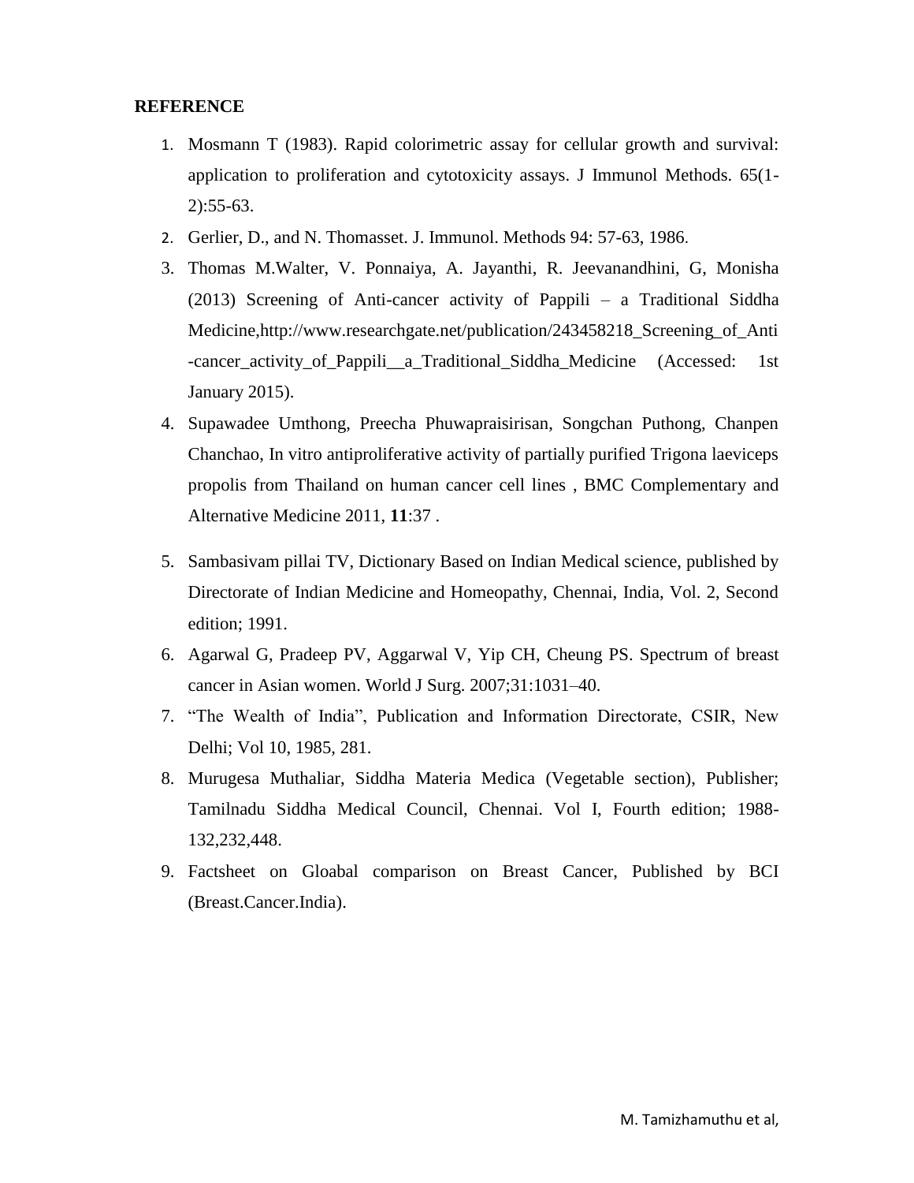**REFERENCE**

1. Mosmann T (1983). Rapid colorimetric assay for cellular growth and survival: application to proliferation and cytotoxicity assays. J Immunol Methods. 65(1-2):55-63.
2. Gerlier, D., and N. Thomasset. J. Immunol. Methods 94: 57-63, 1986.
3. Thomas M.Walter, V. Ponnaiya, A. Jayanthi, R. Jeevanandhini, G, Monisha (2013) Screening of Anti-cancer activity of Pappili – a Traditional Siddha Medicine,http://www.researchgate.net/publication/243458218_Screening_of_Anti-cancer_activity_of_Pappili__a_Traditional_Siddha_Medicine (Accessed: 1st January 2015).
4. Supawadee Umthong, Preecha Phuwapraisirisan, Songchan Puthong, Chanpen Chanchao, In vitro antiproliferative activity of partially purified Trigona laeviceps propolis from Thailand on human cancer cell lines , BMC Complementary and Alternative Medicine 2011, **11**:37 .
5. Sambasivam pillai TV, Dictionary Based on Indian Medical science, published by Directorate of Indian Medicine and Homeopathy, Chennai, India, Vol. 2, Second edition; 1991.
6. Agarwal G, Pradeep PV, Aggarwal V, Yip CH, Cheung PS. Spectrum of breast cancer in Asian women. World J Surg. 2007;31:1031–40.
7. "The Wealth of India", Publication and Information Directorate, CSIR, New Delhi; Vol 10, 1985, 281.
8. Murugesa Muthaliar, Siddha Materia Medica (Vegetable section), Publisher; Tamilnadu Siddha Medical Council, Chennai. Vol I, Fourth edition; 1988-132,232,448.
9. Factsheet on Gloabal comparison on Breast Cancer, Published by BCI (Breast.Cancer.India).